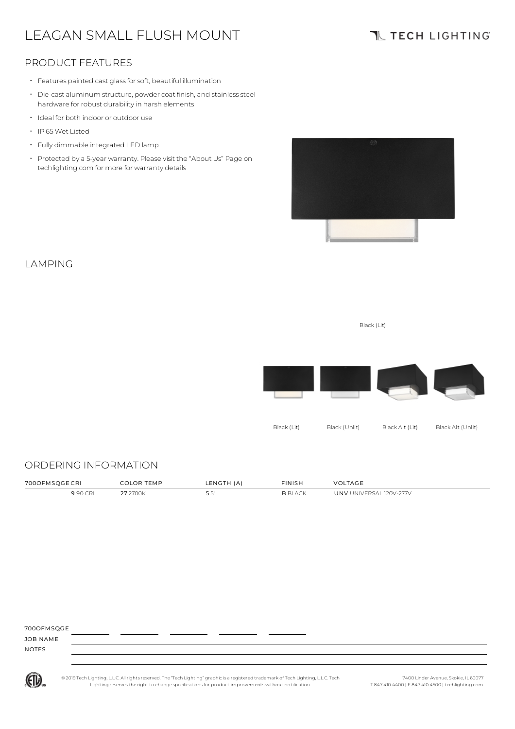# LEAGAN SMALL FLUSH MOUNT

TECH LIGHTING

## PRODUCT FEATURES

- Features painted cast glass for soft, beautiful illumination
- Die-cast aluminum structure, powder coat finish, and stainless steel hardware for robust durability in harsh elements
- Ideal for both indoor or outdoor use
- IP 65 Wet Listed
- Fully dimmable integrated LED lamp
- Protected by a 5-year warranty. Please visit the "About Us" Page on techlighting.com for more for warranty details

## LAMPING

Black (Lit)

Black (Lit) Black (Unlit) Black Alt (Lit) Black Alt (Unlit)

## ORDERING INFORMATION

| 700OFMSQGE | CRI | COLOR TEMP | LENGTH (A) | FINISH | VOLTAGE |
|---|---|---|---|---|---|
| | **9** 90 CRI | **27** 2700K | **5** 5" | **B** BLACK | **UNV** UNIVERSAL 120V-277V |

700OFMSQGE ________ ________ ________ ________ ________

JOB NAME

NOTES

© 2019 Tech Lighting, L.L.C. All rights reserved. The "Tech Lighting" graphic is a registered trademark of Tech Lighting, L.L.C. Tech Lighting reserves the right to change specifications for product improvements without notification.

7400 Linder Avenue, Skokie, IL 60077
T 847.410.4400 | F 847.410.4500 | techlighting.com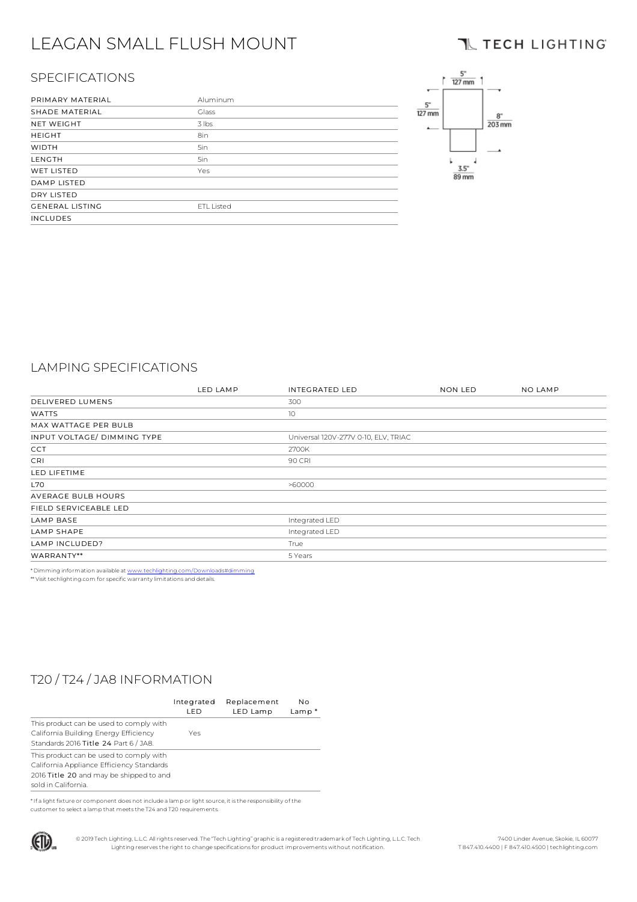# LEAGAN SMALL FLUSH MOUNT

TECH LIGHTING

## SPECIFICATIONS

| | |
|---|---|
| PRIMARY MATERIAL | Aluminum |
| SHADE MATERIAL | Glass |
| NET WEIGHT | 3 lbs |
| HEIGHT | 8in |
| WIDTH | 5in |
| LENGTH | 5in |
| WET LISTED | Yes |
| DAMP LISTED | |
| DRY LISTED | |
| GENERAL LISTING | ETL Listed |
| INCLUDES | |

5"
127 mm

5"
127 mm

8"
203 mm

3.5"
89 mm

## LAMPING SPECIFICATIONS

| | LED LAMP | INTEGRATED LED | NON LED | NO LAMP |
|---|---|---|---|---|
| DELIVERED LUMENS | | 300 | | |
| WATTS | | 10 | | |
| MAX WATTAGE PER BULB | | | | |
| INPUT VOLTAGE/ DIMMING TYPE | | Universal 120V-277V 0-10, ELV, TRIAC | | |
| CCT | | 2700K | | |
| CRI | | 90 CRI | | |
| LED LIFETIME | | | | |
| L70 | | >60000 | | |
| AVERAGE BULB HOURS | | | | |
| FIELD SERVICEABLE LED | | | | |
| LAMP BASE | | Integrated LED | | |
| LAMP SHAPE | | Integrated LED | | |
| LAMP INCLUDED? | | True | | |
| WARRANTY** | | 5 Years | | |

* Dimming information available at www.techlighting.com/Downloads#dimming
** Visit techlighting.com for specific warranty limitations and details.

## T20 / T24 / JA8 INFORMATION

| | Integrated LED | Replacement LED Lamp | No Lamp * |
|---|---|---|---|
| This product can be used to comply with California Building Energy Efficiency Standards 2016 Title 24 Part 6 / JA8. | Yes | | |
| This product can be used to comply with California Appliance Efficiency Standards 2016 Title 20 and may be shipped to and sold in California. | | | |

* If a light fixture or component does not include a lamp or light source, it is the responsibility of the customer to select a lamp that meets the T24 and T20 requirements.

© 2019 Tech Lighting, L.L.C. All rights reserved. The "Tech Lighting" graphic is a registered trademark of Tech Lighting, L.L.C. Tech Lighting reserves the right to change specifications for product improvements without notification.

7400 Linder Avenue, Skokie, IL 60077
T 847.410.4400 | F 847.410.4500 | techlighting.com